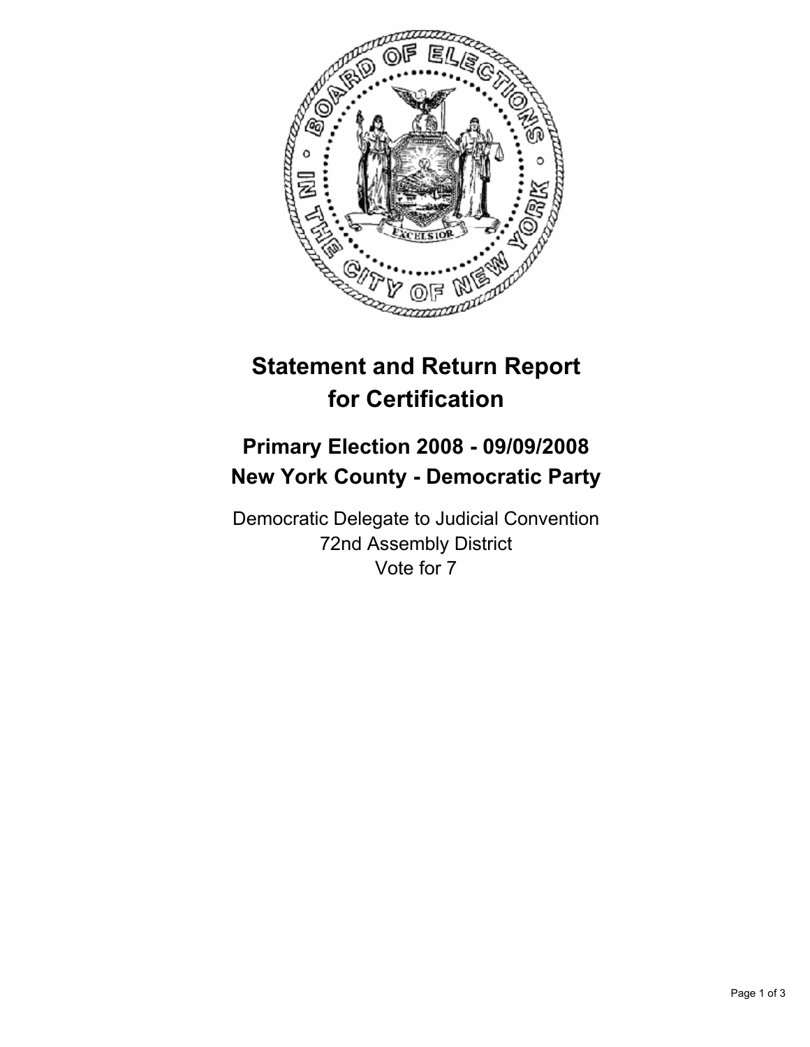# Statement and Return Report for Certification

## Primary Election 2008 - 09/09/2008
## New York County - Democratic Party

Democratic Delegate to Judicial Convention
72nd Assembly District
Vote for 7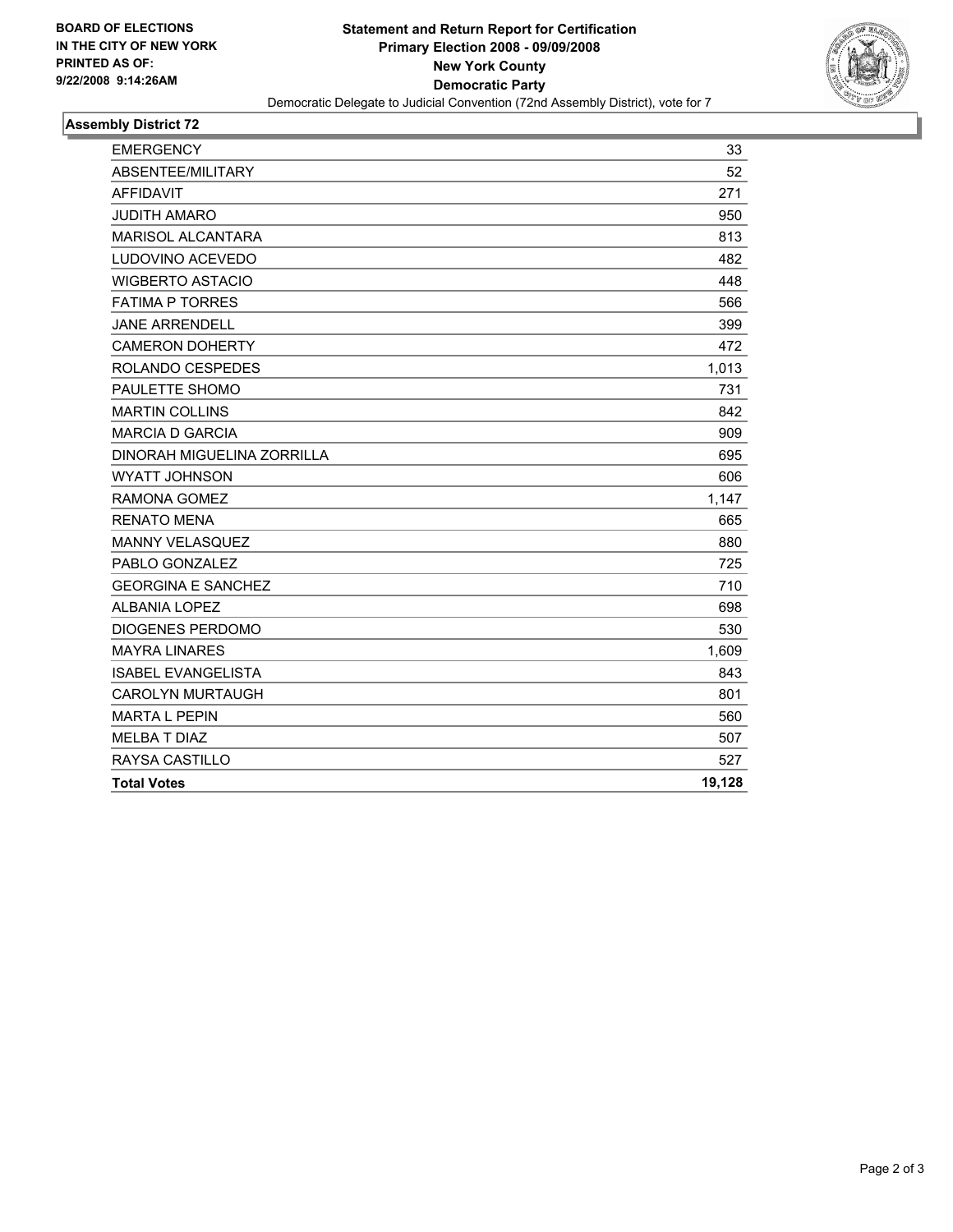BOARD OF ELECTIONS
IN THE CITY OF NEW YORK
PRINTED AS OF:
9/22/2008 9:14:26AM

# Statement and Return Report for Certification
## Primary Election 2008 - 09/09/2008
## New York County
## Democratic Party

Democratic Delegate to Judicial Convention (72nd Assembly District), vote for 7

### Assembly District 72

| | |
|---|---|
| EMERGENCY | 33 |
| ABSENTEE/MILITARY | 52 |
| AFFIDAVIT | 271 |
| JUDITH AMARO | 950 |
| MARISOL ALCANTARA | 813 |
| LUDOVINO ACEVEDO | 482 |
| WIGBERTO ASTACIO | 448 |
| FATIMA P TORRES | 566 |
| JANE ARRENDELL | 399 |
| CAMERON DOHERTY | 472 |
| ROLANDO CESPEDES | 1,013 |
| PAULETTE SHOMO | 731 |
| MARTIN COLLINS | 842 |
| MARCIA D GARCIA | 909 |
| DINORAH MIGUELINA ZORRILLA | 695 |
| WYATT JOHNSON | 606 |
| RAMONA GOMEZ | 1,147 |
| RENATO MENA | 665 |
| MANNY VELASQUEZ | 880 |
| PABLO GONZALEZ | 725 |
| GEORGINA E SANCHEZ | 710 |
| ALBANIA LOPEZ | 698 |
| DIOGENES PERDOMO | 530 |
| MAYRA LINARES | 1,609 |
| ISABEL EVANGELISTA | 843 |
| CAROLYN MURTAUGH | 801 |
| MARTA L PEPIN | 560 |
| MELBA T DIAZ | 507 |
| RAYSA CASTILLO | 527 |
| **Total Votes** | **19,128** |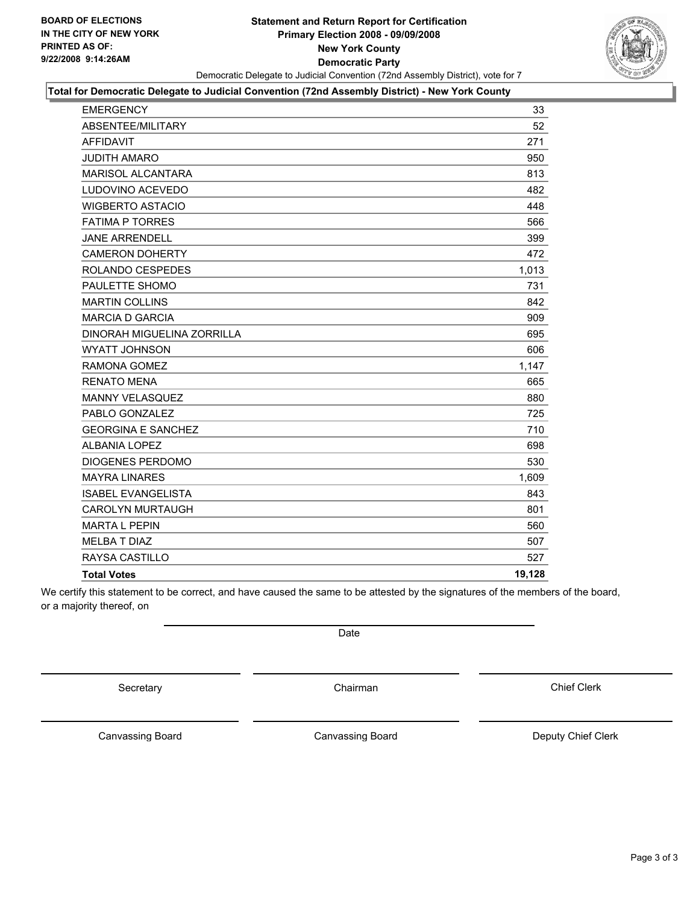**BOARD OF ELECTIONS**
**IN THE CITY OF NEW YORK**
**PRINTED AS OF:**
**9/22/2008 9:14:26AM**

**Statement and Return Report for Certification**
**Primary Election 2008 - 09/09/2008**
**New York County**
**Democratic Party**
Democratic Delegate to Judicial Convention (72nd Assembly District), vote for 7

**Total for Democratic Delegate to Judicial Convention (72nd Assembly District) - New York County**

| | |
|---|---|
| EMERGENCY | 33 |
| ABSENTEE/MILITARY | 52 |
| AFFIDAVIT | 271 |
| JUDITH AMARO | 950 |
| MARISOL ALCANTARA | 813 |
| LUDOVINO ACEVEDO | 482 |
| WIGBERTO ASTACIO | 448 |
| FATIMA P TORRES | 566 |
| JANE ARRENDELL | 399 |
| CAMERON DOHERTY | 472 |
| ROLANDO CESPEDES | 1,013 |
| PAULETTE SHOMO | 731 |
| MARTIN COLLINS | 842 |
| MARCIA D GARCIA | 909 |
| DINORAH MIGUELINA ZORRILLA | 695 |
| WYATT JOHNSON | 606 |
| RAMONA GOMEZ | 1,147 |
| RENATO MENA | 665 |
| MANNY VELASQUEZ | 880 |
| PABLO GONZALEZ | 725 |
| GEORGINA E SANCHEZ | 710 |
| ALBANIA LOPEZ | 698 |
| DIOGENES PERDOMO | 530 |
| MAYRA LINARES | 1,609 |
| ISABEL EVANGELISTA | 843 |
| CAROLYN MURTAUGH | 801 |
| MARTA L PEPIN | 560 |
| MELBA T DIAZ | 507 |
| RAYSA CASTILLO | 527 |
| **Total Votes** | **19,128** |

We certify this statement to be correct, and have caused the same to be attested by the signatures of the members of the board, or a majority thereof, on

Date

Secretary | Chairman | Chief Clerk

Canvassing Board | Canvassing Board | Deputy Chief Clerk